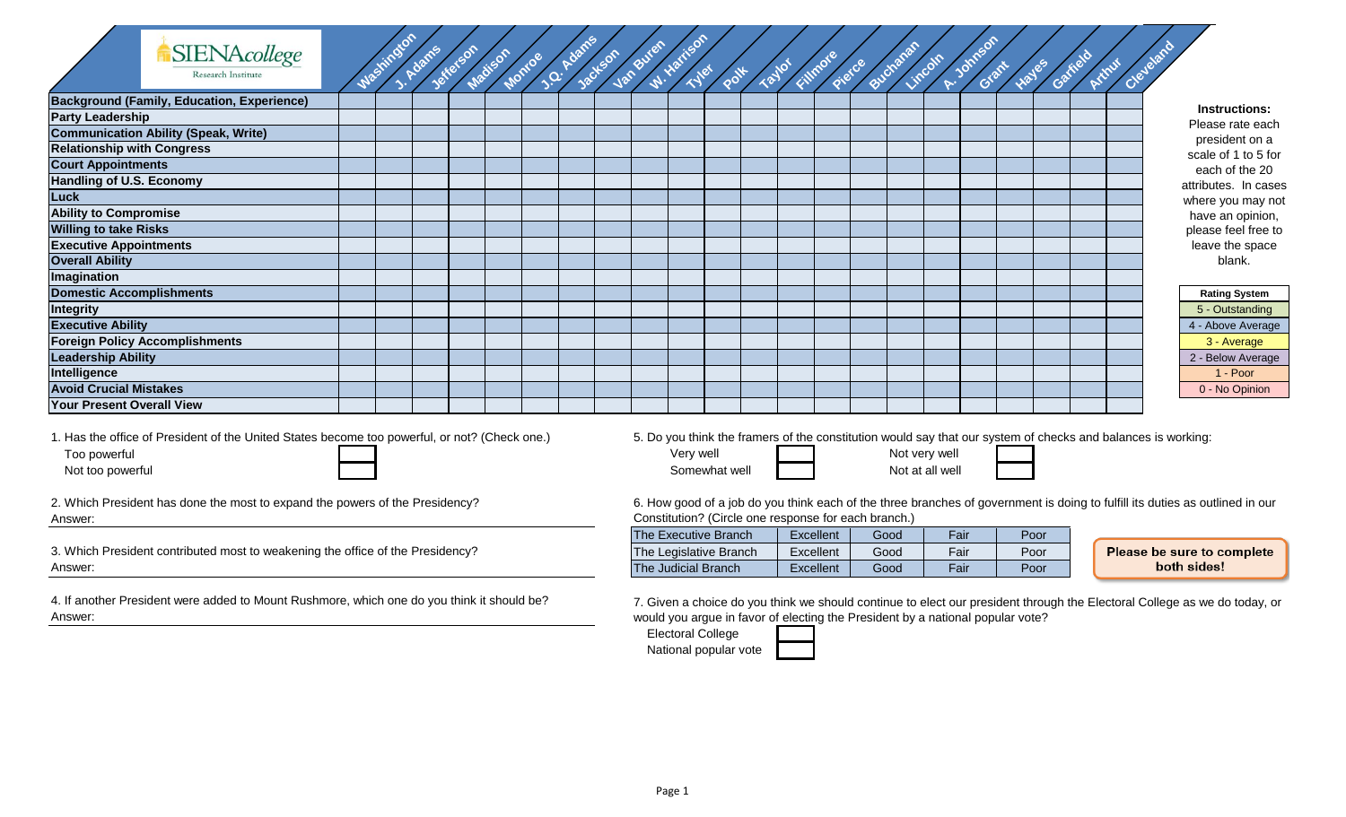SIENA college Research Institute

| | Washington | J. Adams | Jefferson | Madison | Monroe | J.Q. Adams | Jackson | Van Buren | W. Harrison | Tyler | Polk | Taylor | Fillmore | Pierce | Buchanan | Lincoln | A. Johnson | Grant | Hayes | Garfield | Arthur | Cleveland |
|---|---|---|---|---|---|---|---|---|---|---|---|---|---|---|---|---|---|---|---|---|---|---|
| **Background (Family, Education, Experience)** | | | | | | | | | | | | | | | | | | | | | | |
| **Party Leadership** | | | | | | | | | | | | | | | | | | | | | | |
| **Communication Ability (Speak, Write)** | | | | | | | | | | | | | | | | | | | | | | |
| **Relationship with Congress** | | | | | | | | | | | | | | | | | | | | | | |
| **Court Appointments** | | | | | | | | | | | | | | | | | | | | | | |
| **Handling of U.S. Economy** | | | | | | | | | | | | | | | | | | | | | | |
| **Luck** | | | | | | | | | | | | | | | | | | | | | | |
| **Ability to Compromise** | | | | | | | | | | | | | | | | | | | | | | |
| **Willing to take Risks** | | | | | | | | | | | | | | | | | | | | | | |
| **Executive Appointments** | | | | | | | | | | | | | | | | | | | | | | |
| **Overall Ability** | | | | | | | | | | | | | | | | | | | | | | |
| **Imagination** | | | | | | | | | | | | | | | | | | | | | | |
| **Domestic Accomplishments** | | | | | | | | | | | | | | | | | | | | | | |
| **Integrity** | | | | | | | | | | | | | | | | | | | | | | |
| **Executive Ability** | | | | | | | | | | | | | | | | | | | | | | |
| **Foreign Policy Accomplishments** | | | | | | | | | | | | | | | | | | | | | | |
| **Leadership Ability** | | | | | | | | | | | | | | | | | | | | | | |
| **Intelligence** | | | | | | | | | | | | | | | | | | | | | | |
| **Avoid Crucial Mistakes** | | | | | | | | | | | | | | | | | | | | | | |
| **Your Present Overall View** | | | | | | | | | | | | | | | | | | | | | | |

**Instructions:**
Please rate each president on a scale of 1 to 5 for each of the 20 attributes. In cases where you may not have an opinion, please feel free to leave the space blank.

| Rating System |
|---|
| 5 - Outstanding |
| 4 - Above Average |
| 3 - Average |
| 2 - Below Average |
| 1 - Poor |
| 0 - No Opinion |

1. Has the office of President of the United States become too powerful, or not? (Check one.)
   - Too powerful ☐
   - Not too powerful ☐

2. Which President has done the most to expand the powers of the Presidency?
Answer: ____________________

3. Which President contributed most to weakening the office of the Presidency?
Answer: ____________________

4. If another President were added to Mount Rushmore, which one do you think it should be?
Answer: ____________________

5. Do you think the framers of the constitution would say that our system of checks and balances is working:
   - Very well ☐
   - Somewhat well ☐
   - Not very well ☐
   - Not at all well ☐

6. How good of a job do you think each of the three branches of government is doing to fulfill its duties as outlined in our Constitution? (Circle one response for each branch.)

| | | | | |
|---|---|---|---|---|
| The Executive Branch | Excellent | Good | Fair | Poor |
| The Legislative Branch | Excellent | Good | Fair | Poor |
| The Judicial Branch | Excellent | Good | Fair | Poor |

**Please be sure to complete both sides!**

7. Given a choice do you think we should continue to elect our president through the Electoral College as we do today, or would you argue in favor of electing the President by a national popular vote?
   - Electoral College ☐
   - National popular vote ☐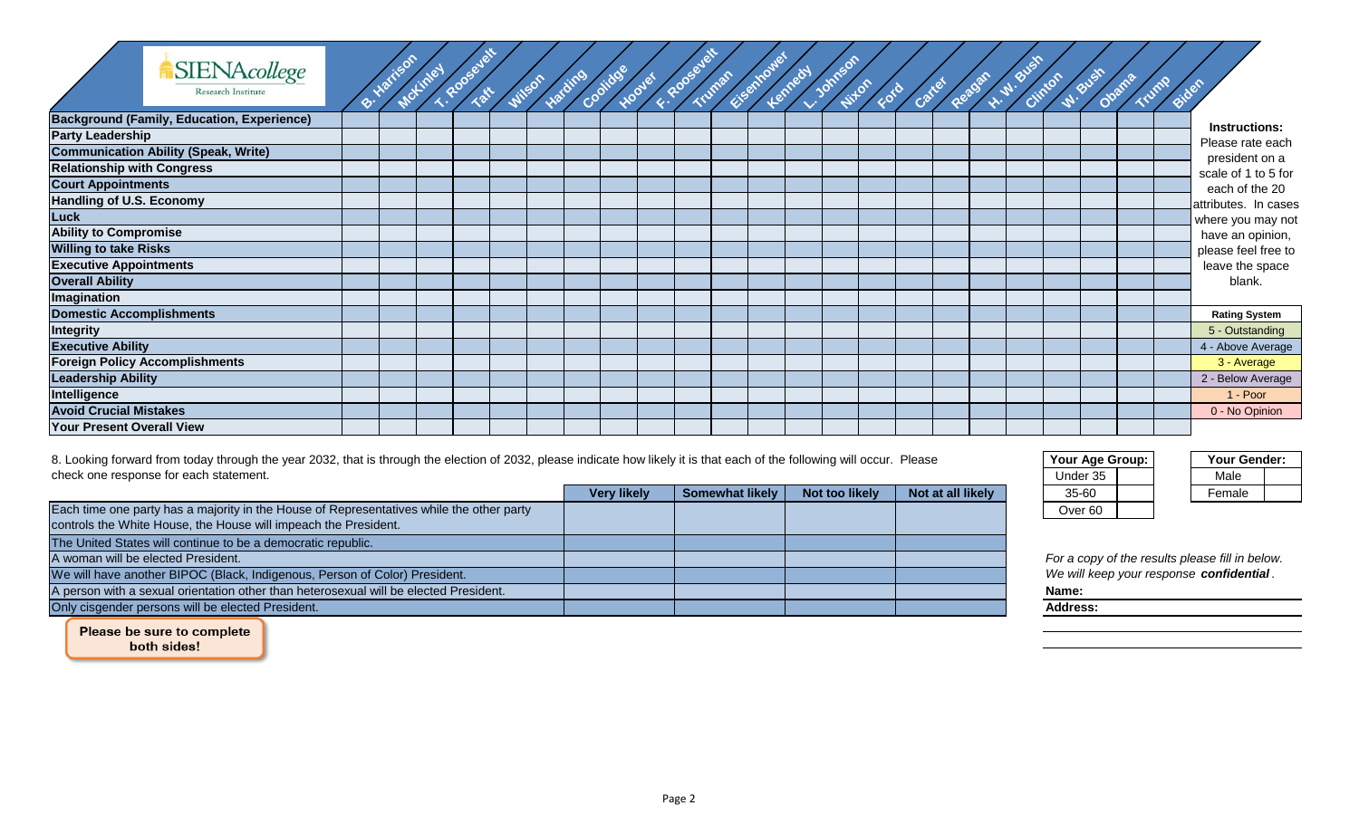SIENA college Research Institute

| | B. Harrison | McKinley | T. Roosevelt | Taft | Wilson | Harding | Coolidge | Hoover | F. Roosevelt | Truman | Eisenhower | Kennedy | L. Johnson | Nixon | Ford | Carter | Reagan | H. W. Bush | Clinton | W. Bush | Obama | Trump | Biden |
|---|---|---|---|---|---|---|---|---|---|---|---|---|---|---|---|---|---|---|---|---|---|---|---|
| **Background (Family, Education, Experience)** | | | | | | | | | | | | | | | | | | | | | | | |
| **Party Leadership** | | | | | | | | | | | | | | | | | | | | | | | |
| **Communication Ability (Speak, Write)** | | | | | | | | | | | | | | | | | | | | | | | |
| **Relationship with Congress** | | | | | | | | | | | | | | | | | | | | | | | |
| **Court Appointments** | | | | | | | | | | | | | | | | | | | | | | | |
| **Handling of U.S. Economy** | | | | | | | | | | | | | | | | | | | | | | | |
| **Luck** | | | | | | | | | | | | | | | | | | | | | | | |
| **Ability to Compromise** | | | | | | | | | | | | | | | | | | | | | | | |
| **Willing to take Risks** | | | | | | | | | | | | | | | | | | | | | | | |
| **Executive Appointments** | | | | | | | | | | | | | | | | | | | | | | | |
| **Overall Ability** | | | | | | | | | | | | | | | | | | | | | | | |
| **Imagination** | | | | | | | | | | | | | | | | | | | | | | | |
| **Domestic Accomplishments** | | | | | | | | | | | | | | | | | | | | | | | |
| **Integrity** | | | | | | | | | | | | | | | | | | | | | | | |
| **Executive Ability** | | | | | | | | | | | | | | | | | | | | | | | |
| **Foreign Policy Accomplishments** | | | | | | | | | | | | | | | | | | | | | | | |
| **Leadership Ability** | | | | | | | | | | | | | | | | | | | | | | | |
| **Intelligence** | | | | | | | | | | | | | | | | | | | | | | | |
| **Avoid Crucial Mistakes** | | | | | | | | | | | | | | | | | | | | | | | |
| **Your Present Overall View** | | | | | | | | | | | | | | | | | | | | | | | |

**Instructions:**
Please rate each president on a scale of 1 to 5 for each of the 20 attributes. In cases where you may not have an opinion, please feel free to leave the space blank.

| **Rating System** |
|---|
| 5 - Outstanding |
| 4 - Above Average |
| 3 - Average |
| 2 - Below Average |
| 1 - Poor |
| 0 - No Opinion |

8. Looking forward from today through the year 2032, that is through the election of 2032, please indicate how likely it is that each of the following will occur. Please check one response for each statement.

| | Very likely | Somewhat likely | Not too likely | Not at all likely |
|---|---|---|---|---|
| Each time one party has a majority in the House of Representatives while the other party controls the White House, the House will impeach the President. | | | | |
| The United States will continue to be a democratic republic. | | | | |
| A woman will be elected President. | | | | |
| We will have another BIPOC (Black, Indigenous, Person of Color) President. | | | | |
| A person with a sexual orientation other than heterosexual will be elected President. | | | | |
| Only cisgender persons will be elected President. | | | | |

| Your Age Group: | |
|---|---|
| Under 35 | |
| 35-60 | |
| Over 60 | |

| Your Gender: | |
|---|---|
| Male | |
| Female | |

*For a copy of the results please fill in below. We will keep your response* ***confidential***.

**Name:**

**Address:**

**Please be sure to complete both sides!**